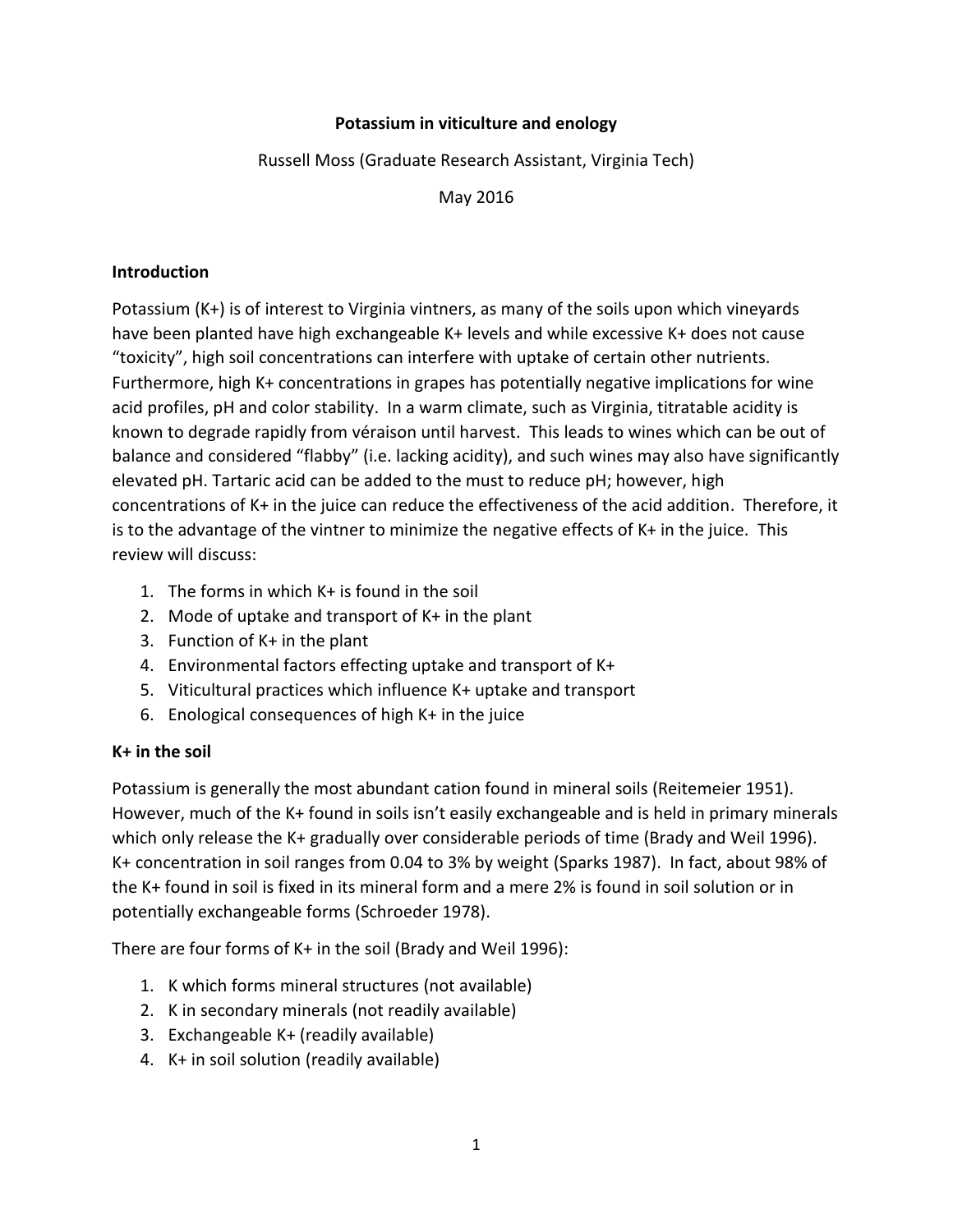# Potassium in viticulture and enology

Russell Moss (Graduate Research Assistant, Virginia Tech)

May 2016

## Introduction

Potassium (K+) is of interest to Virginia vintners, as many of the soils upon which vineyards have been planted have high exchangeable K+ levels and while excessive K+ does not cause "toxicity", high soil concentrations can interfere with uptake of certain other nutrients. Furthermore, high K+ concentrations in grapes has potentially negative implications for wine acid profiles, pH and color stability. In a warm climate, such as Virginia, titratable acidity is known to degrade rapidly from véraison until harvest. This leads to wines which can be out of balance and considered "flabby" (i.e. lacking acidity), and such wines may also have significantly elevated pH. Tartaric acid can be added to the must to reduce pH; however, high concentrations of K+ in the juice can reduce the effectiveness of the acid addition. Therefore, it is to the advantage of the vintner to minimize the negative effects of K+ in the juice. This review will discuss:

1. The forms in which K+ is found in the soil
2. Mode of uptake and transport of K+ in the plant
3. Function of K+ in the plant
4. Environmental factors effecting uptake and transport of K+
5. Viticultural practices which influence K+ uptake and transport
6. Enological consequences of high K+ in the juice

## K+ in the soil

Potassium is generally the most abundant cation found in mineral soils (Reitemeier 1951). However, much of the K+ found in soils isn't easily exchangeable and is held in primary minerals which only release the K+ gradually over considerable periods of time (Brady and Weil 1996). K+ concentration in soil ranges from 0.04 to 3% by weight (Sparks 1987). In fact, about 98% of the K+ found in soil is fixed in its mineral form and a mere 2% is found in soil solution or in potentially exchangeable forms (Schroeder 1978).

There are four forms of K+ in the soil (Brady and Weil 1996):

1. K which forms mineral structures (not available)
2. K in secondary minerals (not readily available)
3. Exchangeable K+ (readily available)
4. K+ in soil solution (readily available)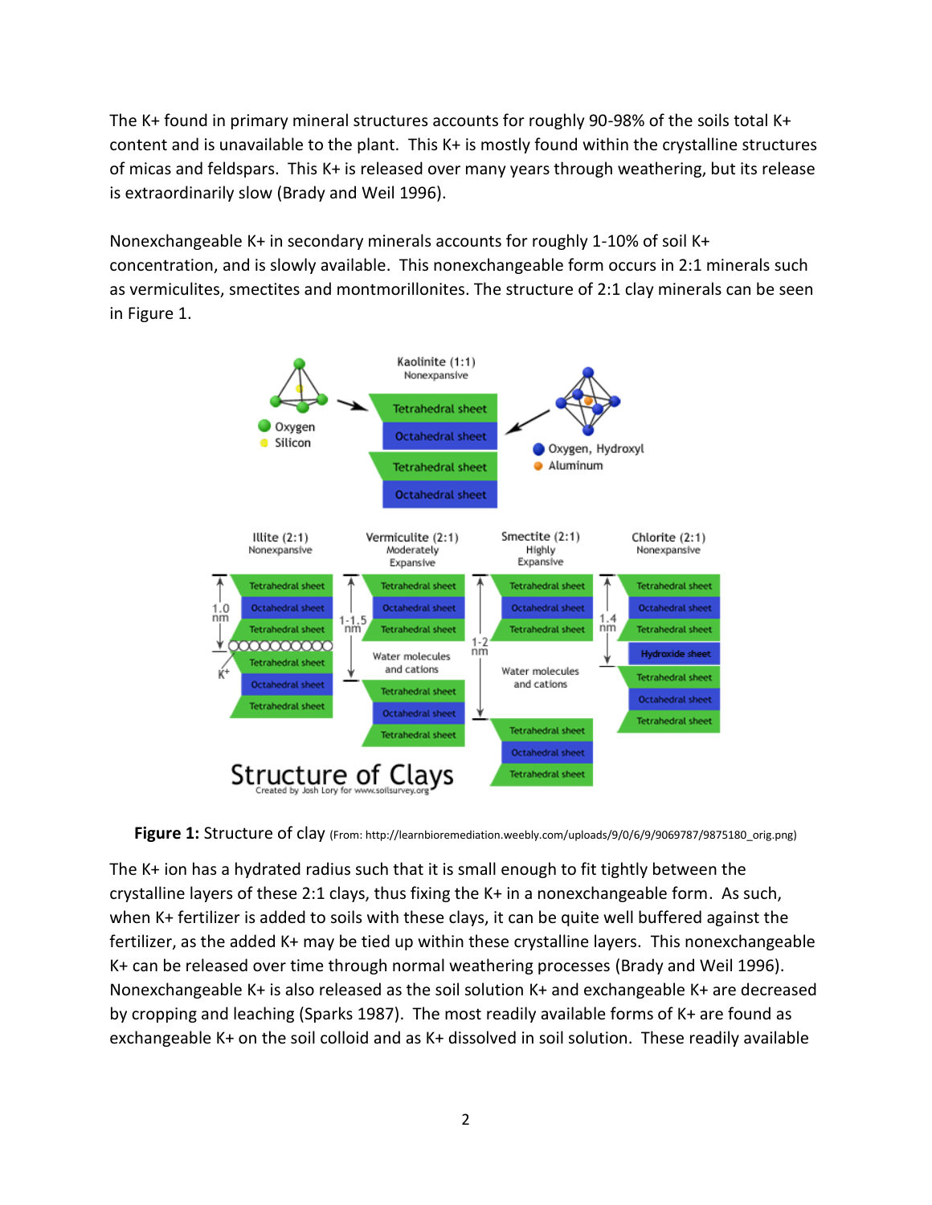The K+ found in primary mineral structures accounts for roughly 90-98% of the soils total K+ content and is unavailable to the plant. This K+ is mostly found within the crystalline structures of micas and feldspars. This K+ is released over many years through weathering, but its release is extraordinarily slow (Brady and Weil 1996).

Nonexchangeable K+ in secondary minerals accounts for roughly 1-10% of soil K+ concentration, and is slowly available. This nonexchangeable form occurs in 2:1 minerals such as vermiculites, smectites and montmorillonites. The structure of 2:1 clay minerals can be seen in Figure 1.

**Figure 1:** Structure of clay (From: http://learnbioremediation.weebly.com/uploads/9/0/6/9/9069787/9875180_orig.png)

The K+ ion has a hydrated radius such that it is small enough to fit tightly between the crystalline layers of these 2:1 clays, thus fixing the K+ in a nonexchangeable form. As such, when K+ fertilizer is added to soils with these clays, it can be quite well buffered against the fertilizer, as the added K+ may be tied up within these crystalline layers. This nonexchangeable K+ can be released over time through normal weathering processes (Brady and Weil 1996). Nonexchangeable K+ is also released as the soil solution K+ and exchangeable K+ are decreased by cropping and leaching (Sparks 1987). The most readily available forms of K+ are found as exchangeable K+ on the soil colloid and as K+ dissolved in soil solution. These readily available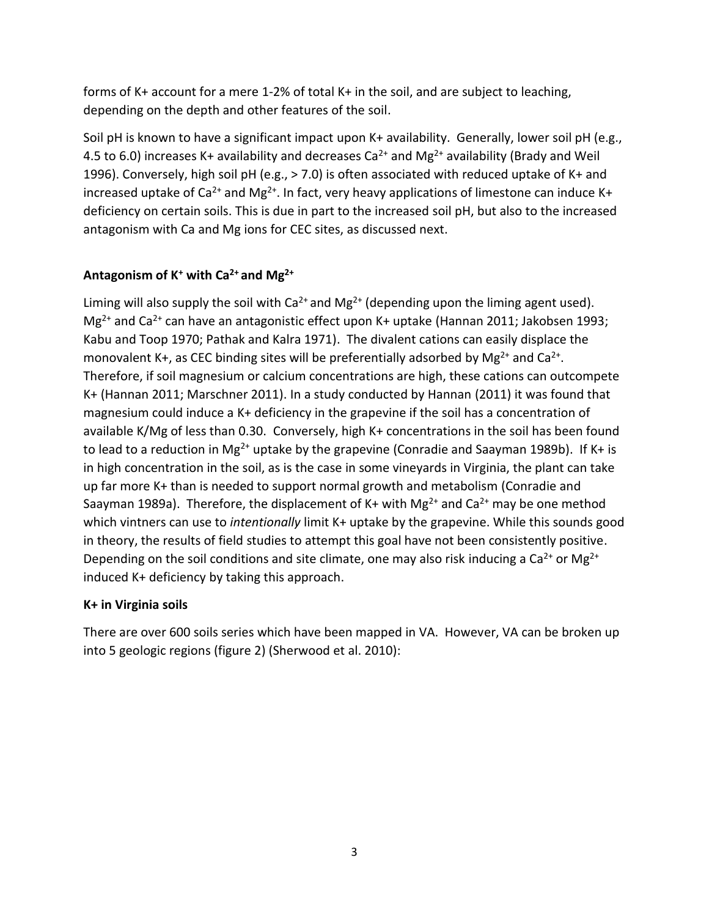forms of K+ account for a mere 1-2% of total K+ in the soil, and are subject to leaching, depending on the depth and other features of the soil.

Soil pH is known to have a significant impact upon K+ availability. Generally, lower soil pH (e.g., 4.5 to 6.0) increases K+ availability and decreases $Ca^{2+}$ and $Mg^{2+}$ availability (Brady and Weil 1996). Conversely, high soil pH (e.g., > 7.0) is often associated with reduced uptake of K+ and increased uptake of $Ca^{2+}$ and $Mg^{2+}$. In fact, very heavy applications of limestone can induce K+ deficiency on certain soils. This is due in part to the increased soil pH, but also to the increased antagonism with Ca and Mg ions for CEC sites, as discussed next.

### Antagonism of $K^{+}$ with $Ca^{2+}$ and $Mg^{2+}$

Liming will also supply the soil with $Ca^{2+}$ and $Mg^{2+}$ (depending upon the liming agent used). $Mg^{2+}$ and $Ca^{2+}$ can have an antagonistic effect upon K+ uptake (Hannan 2011; Jakobsen 1993; Kabu and Toop 1970; Pathak and Kalra 1971). The divalent cations can easily displace the monovalent K+, as CEC binding sites will be preferentially adsorbed by $Mg^{2+}$ and $Ca^{2+}$. Therefore, if soil magnesium or calcium concentrations are high, these cations can outcompete K+ (Hannan 2011; Marschner 2011). In a study conducted by Hannan (2011) it was found that magnesium could induce a K+ deficiency in the grapevine if the soil has a concentration of available K/Mg of less than 0.30. Conversely, high K+ concentrations in the soil has been found to lead to a reduction in $Mg^{2+}$ uptake by the grapevine (Conradie and Saayman 1989b). If K+ is in high concentration in the soil, as is the case in some vineyards in Virginia, the plant can take up far more K+ than is needed to support normal growth and metabolism (Conradie and Saayman 1989a). Therefore, the displacement of K+ with $Mg^{2+}$ and $Ca^{2+}$ may be one method which vintners can use to *intentionally* limit K+ uptake by the grapevine. While this sounds good in theory, the results of field studies to attempt this goal have not been consistently positive. Depending on the soil conditions and site climate, one may also risk inducing a $Ca^{2+}$ or $Mg^{2+}$ induced K+ deficiency by taking this approach.

### K+ in Virginia soils

There are over 600 soils series which have been mapped in VA. However, VA can be broken up into 5 geologic regions (figure 2) (Sherwood et al. 2010):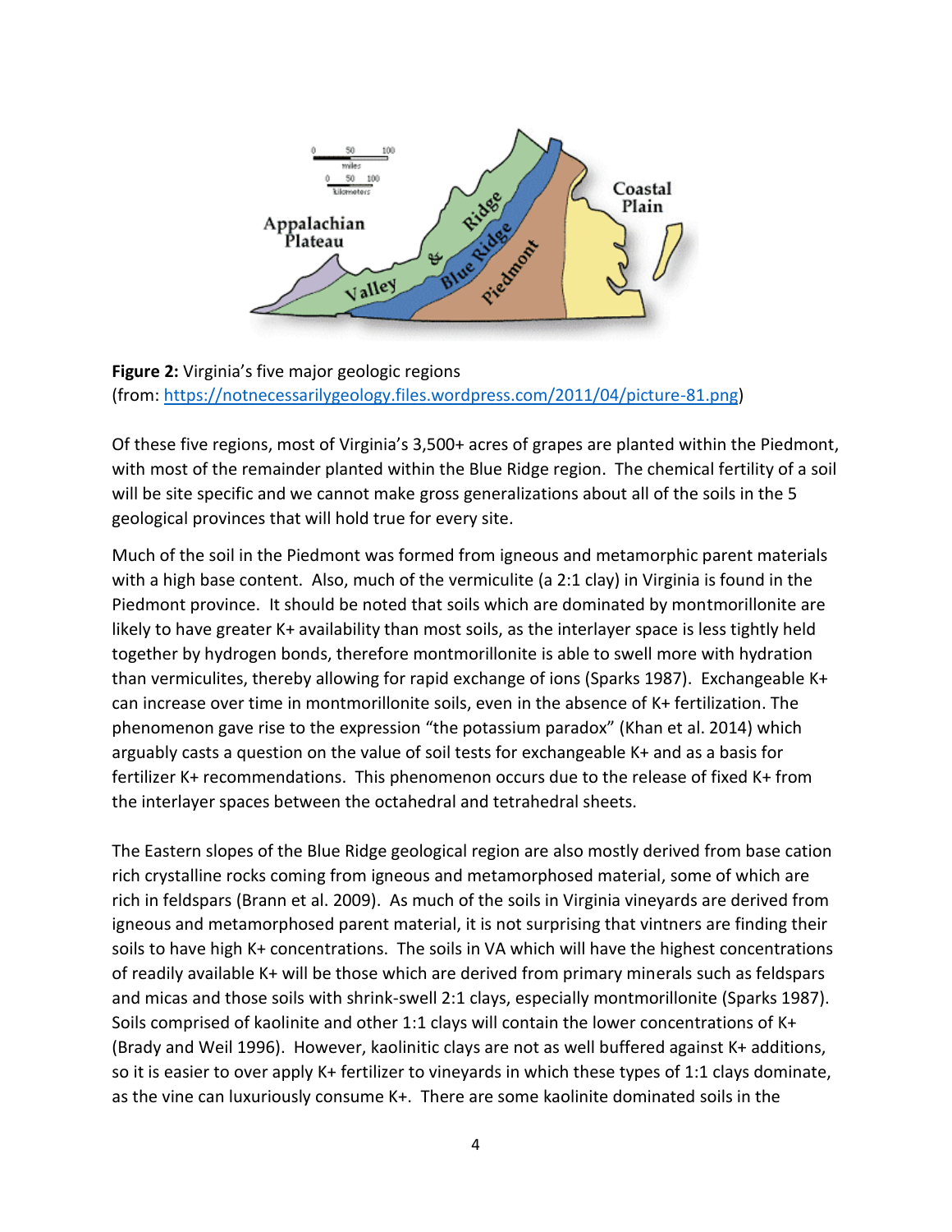**Figure 2:** Virginia's five major geologic regions
(from: https://notnecessarilygeology.files.wordpress.com/2011/04/picture-81.png)

Of these five regions, most of Virginia's 3,500+ acres of grapes are planted within the Piedmont, with most of the remainder planted within the Blue Ridge region. The chemical fertility of a soil will be site specific and we cannot make gross generalizations about all of the soils in the 5 geological provinces that will hold true for every site.

Much of the soil in the Piedmont was formed from igneous and metamorphic parent materials with a high base content. Also, much of the vermiculite (a 2:1 clay) in Virginia is found in the Piedmont province. It should be noted that soils which are dominated by montmorillonite are likely to have greater $K^+$ availability than most soils, as the interlayer space is less tightly held together by hydrogen bonds, therefore montmorillonite is able to swell more with hydration than vermiculites, thereby allowing for rapid exchange of ions (Sparks 1987). Exchangeable $K^+$ can increase over time in montmorillonite soils, even in the absence of $K^+$ fertilization. The phenomenon gave rise to the expression "the potassium paradox" (Khan et al. 2014) which arguably casts a question on the value of soil tests for exchangeable $K^+$ and as a basis for fertilizer $K^+$ recommendations. This phenomenon occurs due to the release of fixed $K^+$ from the interlayer spaces between the octahedral and tetrahedral sheets.

The Eastern slopes of the Blue Ridge geological region are also mostly derived from base cation rich crystalline rocks coming from igneous and metamorphosed material, some of which are rich in feldspars (Brann et al. 2009). As much of the soils in Virginia vineyards are derived from igneous and metamorphosed parent material, it is not surprising that vintners are finding their soils to have high $K^+$ concentrations. The soils in VA which will have the highest concentrations of readily available $K^+$ will be those which are derived from primary minerals such as feldspars and micas and those soils with shrink-swell 2:1 clays, especially montmorillonite (Sparks 1987). Soils comprised of kaolinite and other 1:1 clays will contain the lower concentrations of $K^+$ (Brady and Weil 1996). However, kaolinitic clays are not as well buffered against $K^+$ additions, so it is easier to over apply $K^+$ fertilizer to vineyards in which these types of 1:1 clays dominate, as the vine can luxuriously consume $K^+$. There are some kaolinite dominated soils in the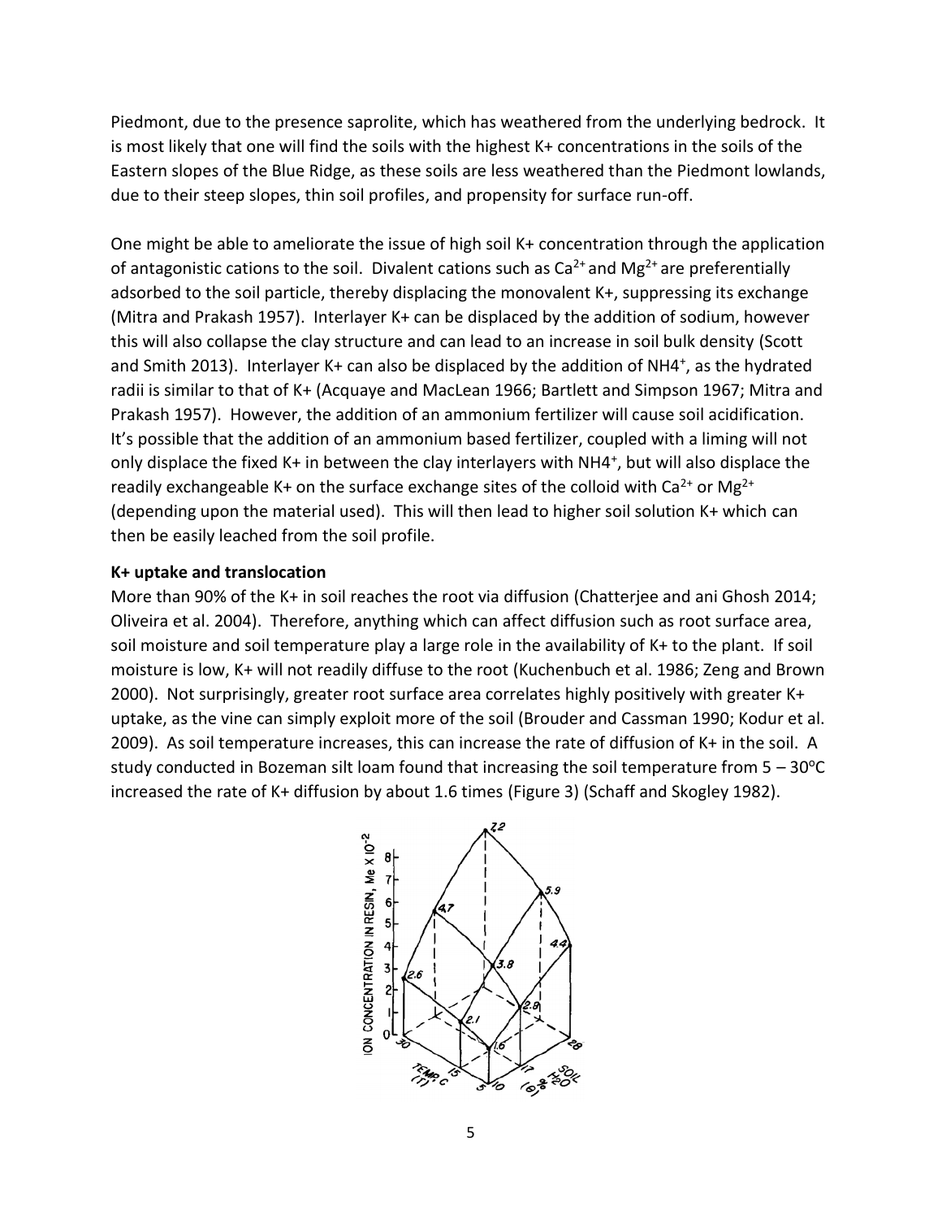Piedmont, due to the presence saprolite, which has weathered from the underlying bedrock. It is most likely that one will find the soils with the highest K+ concentrations in the soils of the Eastern slopes of the Blue Ridge, as these soils are less weathered than the Piedmont lowlands, due to their steep slopes, thin soil profiles, and propensity for surface run-off.

One might be able to ameliorate the issue of high soil K+ concentration through the application of antagonistic cations to the soil. Divalent cations such as $Ca^{2+}$ and $Mg^{2+}$ are preferentially adsorbed to the soil particle, thereby displacing the monovalent K+, suppressing its exchange (Mitra and Prakash 1957). Interlayer K+ can be displaced by the addition of sodium, however this will also collapse the clay structure and can lead to an increase in soil bulk density (Scott and Smith 2013). Interlayer K+ can also be displaced by the addition of $NH4^{+}$, as the hydrated radii is similar to that of K+ (Acquaye and MacLean 1966; Bartlett and Simpson 1967; Mitra and Prakash 1957). However, the addition of an ammonium fertilizer will cause soil acidification. It's possible that the addition of an ammonium based fertilizer, coupled with a liming will not only displace the fixed K+ in between the clay interlayers with NH4+, but will also displace the readily exchangeable K+ on the surface exchange sites of the colloid with $Ca^{2+}$ or $Mg^{2+}$ (depending upon the material used). This will then lead to higher soil solution K+ which can then be easily leached from the soil profile.

### K+ uptake and translocation

More than 90% of the K+ in soil reaches the root via diffusion (Chatterjee and ani Ghosh 2014; Oliveira et al. 2004). Therefore, anything which can affect diffusion such as root surface area, soil moisture and soil temperature play a large role in the availability of K+ to the plant. If soil moisture is low, K+ will not readily diffuse to the root (Kuchenbuch et al. 1986; Zeng and Brown 2000). Not surprisingly, greater root surface area correlates highly positively with greater K+ uptake, as the vine can simply exploit more of the soil (Brouder and Cassman 1990; Kodur et al. 2009). As soil temperature increases, this can increase the rate of diffusion of K+ in the soil. A study conducted in Bozeman silt loam found that increasing the soil temperature from 5 – 30°C increased the rate of K+ diffusion by about 1.6 times (Figure 3) (Schaff and Skogley 1982).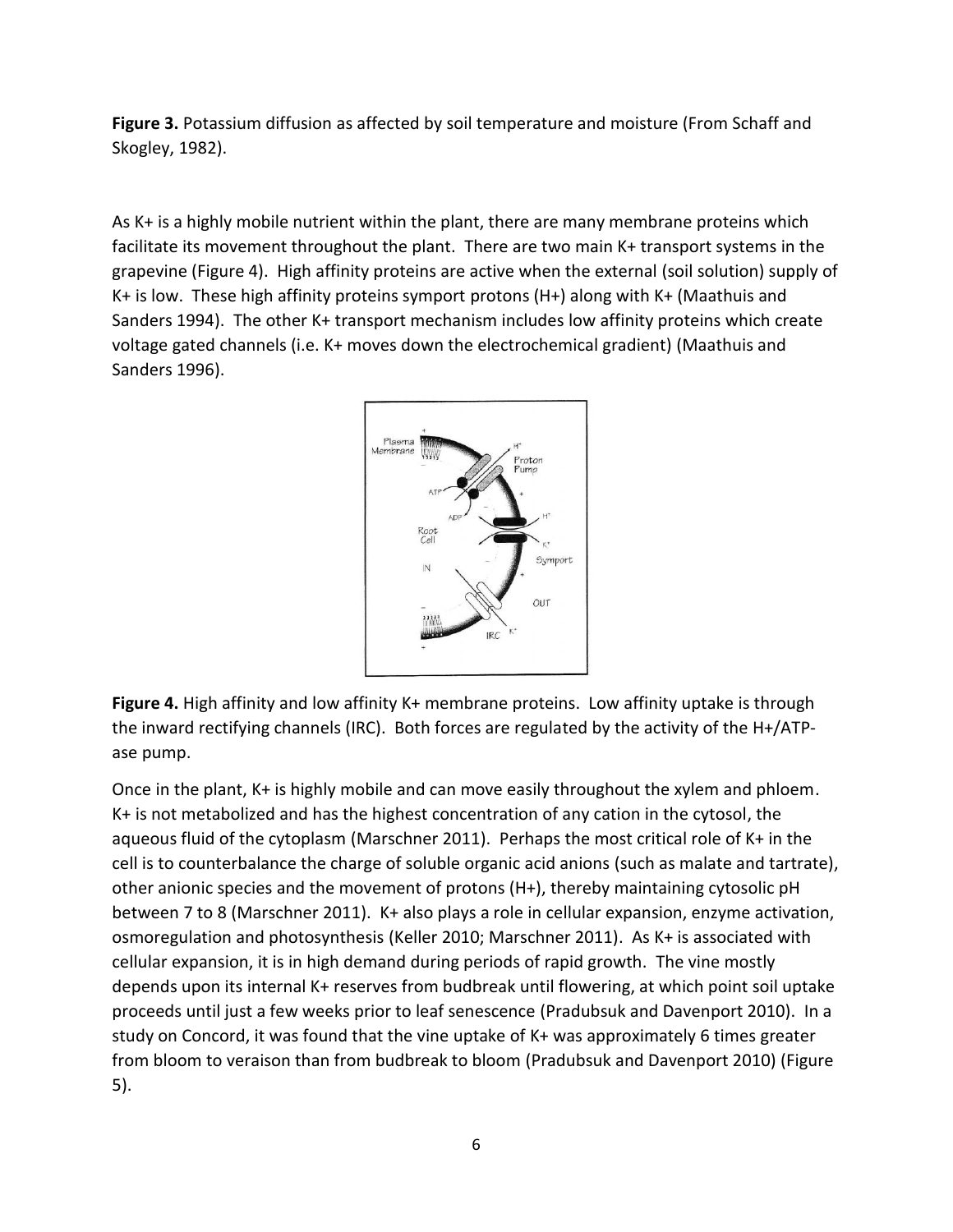**Figure 3.** Potassium diffusion as affected by soil temperature and moisture (From Schaff and Skogley, 1982).

As K+ is a highly mobile nutrient within the plant, there are many membrane proteins which facilitate its movement throughout the plant. There are two main K+ transport systems in the grapevine (Figure 4). High affinity proteins are active when the external (soil solution) supply of K+ is low. These high affinity proteins symport protons (H+) along with K+ (Maathuis and Sanders 1994). The other K+ transport mechanism includes low affinity proteins which create voltage gated channels (i.e. K+ moves down the electrochemical gradient) (Maathuis and Sanders 1996).

**Figure 4.** High affinity and low affinity K+ membrane proteins. Low affinity uptake is through the inward rectifying channels (IRC). Both forces are regulated by the activity of the H+/ATP-ase pump.

Once in the plant, K+ is highly mobile and can move easily throughout the xylem and phloem. K+ is not metabolized and has the highest concentration of any cation in the cytosol, the aqueous fluid of the cytoplasm (Marschner 2011). Perhaps the most critical role of K+ in the cell is to counterbalance the charge of soluble organic acid anions (such as malate and tartrate), other anionic species and the movement of protons (H+), thereby maintaining cytosolic pH between 7 to 8 (Marschner 2011). K+ also plays a role in cellular expansion, enzyme activation, osmoregulation and photosynthesis (Keller 2010; Marschner 2011). As K+ is associated with cellular expansion, it is in high demand during periods of rapid growth. The vine mostly depends upon its internal K+ reserves from budbreak until flowering, at which point soil uptake proceeds until just a few weeks prior to leaf senescence (Pradubsuk and Davenport 2010). In a study on Concord, it was found that the vine uptake of K+ was approximately 6 times greater from bloom to veraison than from budbreak to bloom (Pradubsuk and Davenport 2010) (Figure 5).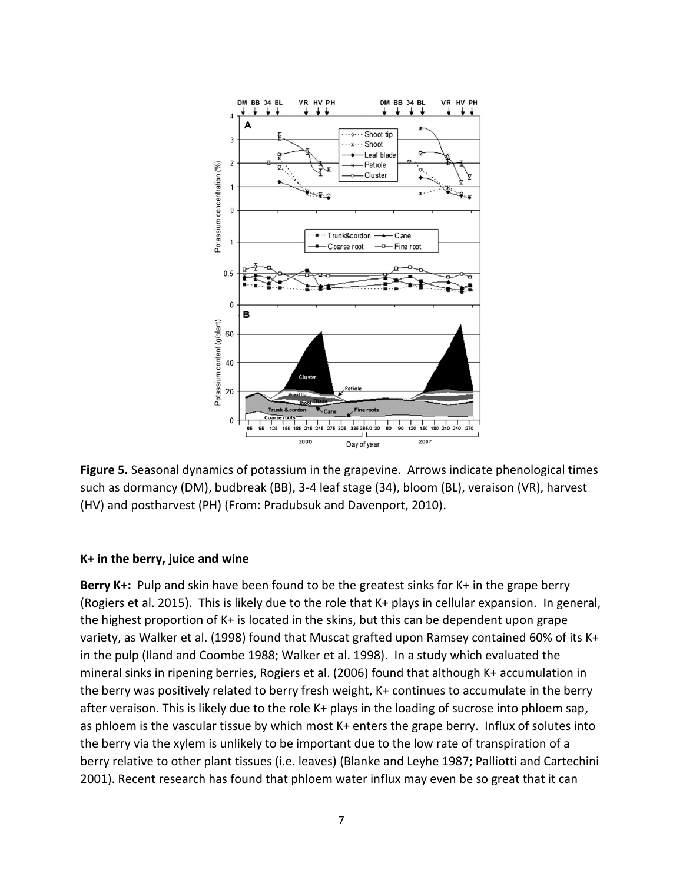**Figure 5.** Seasonal dynamics of potassium in the grapevine. Arrows indicate phenological times such as dormancy (DM), budbreak (BB), 3-4 leaf stage (34), bloom (BL), veraison (VR), harvest (HV) and postharvest (PH) (From: Pradubsuk and Davenport, 2010).

**K+ in the berry, juice and wine**

**Berry K+:** Pulp and skin have been found to be the greatest sinks for K+ in the grape berry (Rogiers et al. 2015). This is likely due to the role that K+ plays in cellular expansion. In general, the highest proportion of K+ is located in the skins, but this can be dependent upon grape variety, as Walker et al. (1998) found that Muscat grafted upon Ramsey contained 60% of its K+ in the pulp (Iland and Coombe 1988; Walker et al. 1998). In a study which evaluated the mineral sinks in ripening berries, Rogiers et al. (2006) found that although K+ accumulation in the berry was positively related to berry fresh weight, K+ continues to accumulate in the berry after veraison. This is likely due to the role K+ plays in the loading of sucrose into phloem sap, as phloem is the vascular tissue by which most K+ enters the grape berry. Influx of solutes into the berry via the xylem is unlikely to be important due to the low rate of transpiration of a berry relative to other plant tissues (i.e. leaves) (Blanke and Leyhe 1987; Palliotti and Cartechini 2001). Recent research has found that phloem water influx may even be so great that it can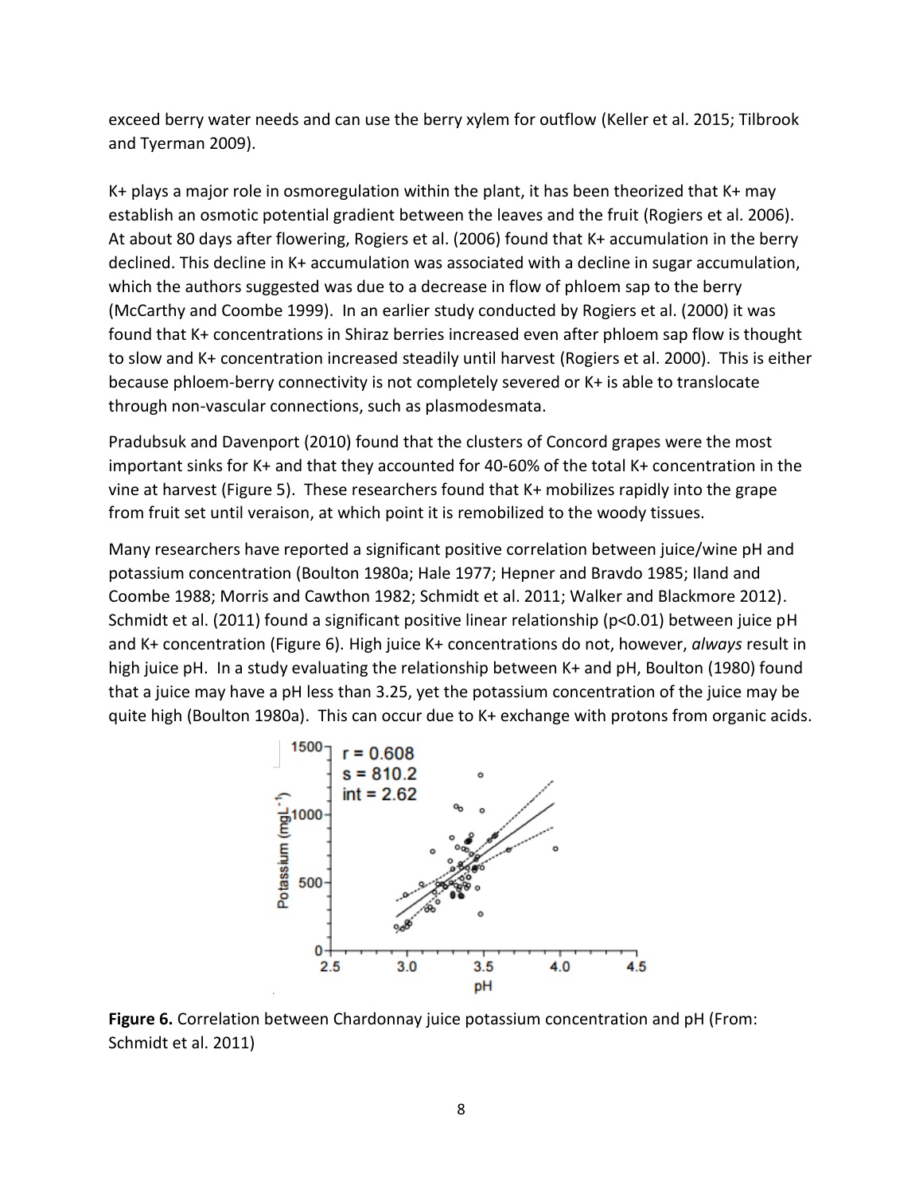exceed berry water needs and can use the berry xylem for outflow (Keller et al. 2015; Tilbrook and Tyerman 2009).

K+ plays a major role in osmoregulation within the plant, it has been theorized that K+ may establish an osmotic potential gradient between the leaves and the fruit (Rogiers et al. 2006). At about 80 days after flowering, Rogiers et al. (2006) found that K+ accumulation in the berry declined. This decline in K+ accumulation was associated with a decline in sugar accumulation, which the authors suggested was due to a decrease in flow of phloem sap to the berry (McCarthy and Coombe 1999). In an earlier study conducted by Rogiers et al. (2000) it was found that K+ concentrations in Shiraz berries increased even after phloem sap flow is thought to slow and K+ concentration increased steadily until harvest (Rogiers et al. 2000). This is either because phloem-berry connectivity is not completely severed or K+ is able to translocate through non-vascular connections, such as plasmodesmata.

Pradubsuk and Davenport (2010) found that the clusters of Concord grapes were the most important sinks for K+ and that they accounted for 40-60% of the total K+ concentration in the vine at harvest (Figure 5). These researchers found that K+ mobilizes rapidly into the grape from fruit set until veraison, at which point it is remobilized to the woody tissues.

Many researchers have reported a significant positive correlation between juice/wine pH and potassium concentration (Boulton 1980a; Hale 1977; Hepner and Bravdo 1985; Iland and Coombe 1988; Morris and Cawthon 1982; Schmidt et al. 2011; Walker and Blackmore 2012). Schmidt et al. (2011) found a significant positive linear relationship ($p<0.01$) between juice pH and K+ concentration (Figure 6). High juice K+ concentrations do not, however, *always* result in high juice pH. In a study evaluating the relationship between K+ and pH, Boulton (1980) found that a juice may have a pH less than 3.25, yet the potassium concentration of the juice may be quite high (Boulton 1980a). This can occur due to K+ exchange with protons from organic acids.

**Figure 6.** Correlation between Chardonnay juice potassium concentration and pH (From: Schmidt et al. 2011)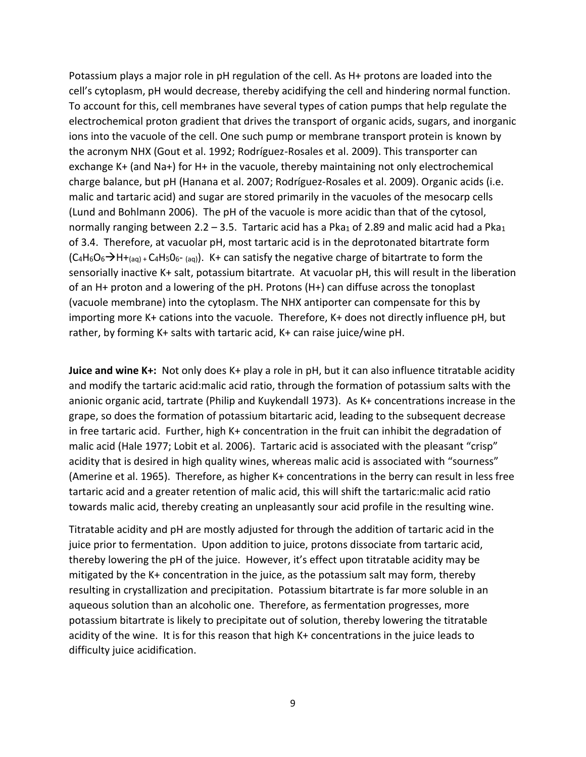Potassium plays a major role in pH regulation of the cell. As H+ protons are loaded into the cell's cytoplasm, pH would decrease, thereby acidifying the cell and hindering normal function. To account for this, cell membranes have several types of cation pumps that help regulate the electrochemical proton gradient that drives the transport of organic acids, sugars, and inorganic ions into the vacuole of the cell. One such pump or membrane transport protein is known by the acronym NHX (Gout et al. 1992; Rodríguez-Rosales et al. 2009). This transporter can exchange K+ (and Na+) for H+ in the vacuole, thereby maintaining not only electrochemical charge balance, but pH (Hanana et al. 2007; Rodríguez-Rosales et al. 2009). Organic acids (i.e. malic and tartaric acid) and sugar are stored primarily in the vacuoles of the mesocarp cells (Lund and Bohlmann 2006). The pH of the vacuole is more acidic than that of the cytosol, normally ranging between 2.2 – 3.5. Tartaric acid has a $Pka_1$ of 2.89 and malic acid had a $Pka_1$ of 3.4. Therefore, at vacuolar pH, most tartaric acid is in the deprotonated bitartrate form ($C_4H_6O_6 \rightarrow H^+_{(aq)} + C_4H_5O_6^-{}_{(aq)}$). K+ can satisfy the negative charge of bitartrate to form the sensorially inactive K+ salt, potassium bitartrate. At vacuolar pH, this will result in the liberation of an H+ proton and a lowering of the pH. Protons (H+) can diffuse across the tonoplast (vacuole membrane) into the cytoplasm. The NHX antiporter can compensate for this by importing more K+ cations into the vacuole. Therefore, K+ does not directly influence pH, but rather, by forming K+ salts with tartaric acid, K+ can raise juice/wine pH.

**Juice and wine K+:** Not only does K+ play a role in pH, but it can also influence titratable acidity and modify the tartaric acid:malic acid ratio, through the formation of potassium salts with the anionic organic acid, tartrate (Philip and Kuykendall 1973). As K+ concentrations increase in the grape, so does the formation of potassium bitartaric acid, leading to the subsequent decrease in free tartaric acid. Further, high K+ concentration in the fruit can inhibit the degradation of malic acid (Hale 1977; Lobit et al. 2006). Tartaric acid is associated with the pleasant "crisp" acidity that is desired in high quality wines, whereas malic acid is associated with "sourness" (Amerine et al. 1965). Therefore, as higher K+ concentrations in the berry can result in less free tartaric acid and a greater retention of malic acid, this will shift the tartaric:malic acid ratio towards malic acid, thereby creating an unpleasantly sour acid profile in the resulting wine.

Titratable acidity and pH are mostly adjusted for through the addition of tartaric acid in the juice prior to fermentation. Upon addition to juice, protons dissociate from tartaric acid, thereby lowering the pH of the juice. However, it's effect upon titratable acidity may be mitigated by the K+ concentration in the juice, as the potassium salt may form, thereby resulting in crystallization and precipitation. Potassium bitartrate is far more soluble in an aqueous solution than an alcoholic one. Therefore, as fermentation progresses, more potassium bitartrate is likely to precipitate out of solution, thereby lowering the titratable acidity of the wine. It is for this reason that high K+ concentrations in the juice leads to difficulty juice acidification.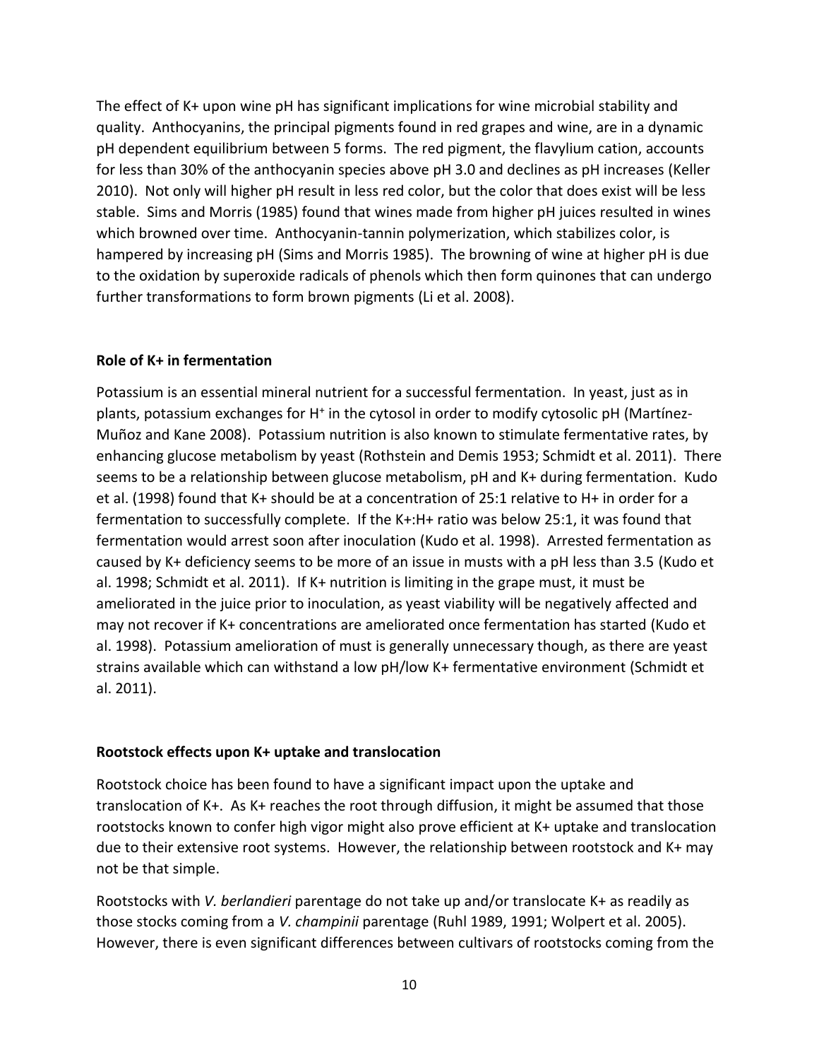The effect of K+ upon wine pH has significant implications for wine microbial stability and quality. Anthocyanins, the principal pigments found in red grapes and wine, are in a dynamic pH dependent equilibrium between 5 forms. The red pigment, the flavylium cation, accounts for less than 30% of the anthocyanin species above pH 3.0 and declines as pH increases (Keller 2010). Not only will higher pH result in less red color, but the color that does exist will be less stable. Sims and Morris (1985) found that wines made from higher pH juices resulted in wines which browned over time. Anthocyanin-tannin polymerization, which stabilizes color, is hampered by increasing pH (Sims and Morris 1985). The browning of wine at higher pH is due to the oxidation by superoxide radicals of phenols which then form quinones that can undergo further transformations to form brown pigments (Li et al. 2008).

**Role of K+ in fermentation**

Potassium is an essential mineral nutrient for a successful fermentation. In yeast, just as in plants, potassium exchanges for $H^+$ in the cytosol in order to modify cytosolic pH (Martínez-Muñoz and Kane 2008). Potassium nutrition is also known to stimulate fermentative rates, by enhancing glucose metabolism by yeast (Rothstein and Demis 1953; Schmidt et al. 2011). There seems to be a relationship between glucose metabolism, pH and K+ during fermentation. Kudo et al. (1998) found that K+ should be at a concentration of 25:1 relative to H+ in order for a fermentation to successfully complete. If the K+:H+ ratio was below 25:1, it was found that fermentation would arrest soon after inoculation (Kudo et al. 1998). Arrested fermentation as caused by K+ deficiency seems to be more of an issue in musts with a pH less than 3.5 (Kudo et al. 1998; Schmidt et al. 2011). If K+ nutrition is limiting in the grape must, it must be ameliorated in the juice prior to inoculation, as yeast viability will be negatively affected and may not recover if K+ concentrations are ameliorated once fermentation has started (Kudo et al. 1998). Potassium amelioration of must is generally unnecessary though, as there are yeast strains available which can withstand a low pH/low K+ fermentative environment (Schmidt et al. 2011).

**Rootstock effects upon K+ uptake and translocation**

Rootstock choice has been found to have a significant impact upon the uptake and translocation of K+. As K+ reaches the root through diffusion, it might be assumed that those rootstocks known to confer high vigor might also prove efficient at K+ uptake and translocation due to their extensive root systems. However, the relationship between rootstock and K+ may not be that simple.

Rootstocks with *V. berlandieri* parentage do not take up and/or translocate K+ as readily as those stocks coming from a *V. champinii* parentage (Ruhl 1989, 1991; Wolpert et al. 2005). However, there is even significant differences between cultivars of rootstocks coming from the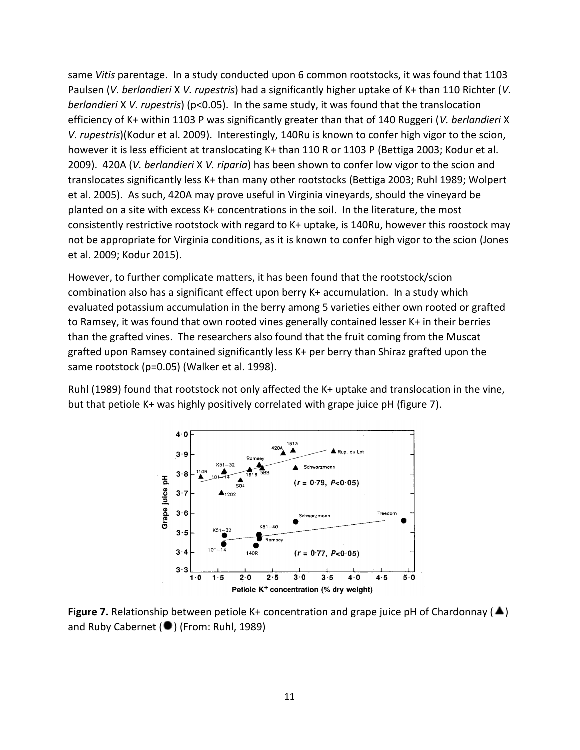same *Vitis* parentage. In a study conducted upon 6 common rootstocks, it was found that 1103 Paulsen (*V. berlandieri* X *V. rupestris*) had a significantly higher uptake of K+ than 110 Richter (*V. berlandieri* X *V. rupestris*) ($p<0.05$). In the same study, it was found that the translocation efficiency of K+ within 1103 P was significantly greater than that of 140 Ruggeri (*V. berlandieri* X *V. rupestris*)(Kodur et al. 2009). Interestingly, 140Ru is known to confer high vigor to the scion, however it is less efficient at translocating K+ than 110 R or 1103 P (Bettiga 2003; Kodur et al. 2009). 420A (*V. berlandieri* X *V. riparia*) has been shown to confer low vigor to the scion and translocates significantly less K+ than many other rootstocks (Bettiga 2003; Ruhl 1989; Wolpert et al. 2005). As such, 420A may prove useful in Virginia vineyards, should the vineyard be planted on a site with excess K+ concentrations in the soil. In the literature, the most consistently restrictive rootstock with regard to K+ uptake, is 140Ru, however this roostock may not be appropriate for Virginia conditions, as it is known to confer high vigor to the scion (Jones et al. 2009; Kodur 2015).

However, to further complicate matters, it has been found that the rootstock/scion combination also has a significant effect upon berry K+ accumulation. In a study which evaluated potassium accumulation in the berry among 5 varieties either own rooted or grafted to Ramsey, it was found that own rooted vines generally contained lesser K+ in their berries than the grafted vines. The researchers also found that the fruit coming from the Muscat grafted upon Ramsey contained significantly less K+ per berry than Shiraz grafted upon the same rootstock ($p=0.05$) (Walker et al. 1998).

Ruhl (1989) found that rootstock not only affected the K+ uptake and translocation in the vine, but that petiole K+ was highly positively correlated with grape juice pH (figure 7).

**Figure 7.** Relationship between petiole K+ concentration and grape juice pH of Chardonnay (▲) and Ruby Cabernet (●) (From: Ruhl, 1989)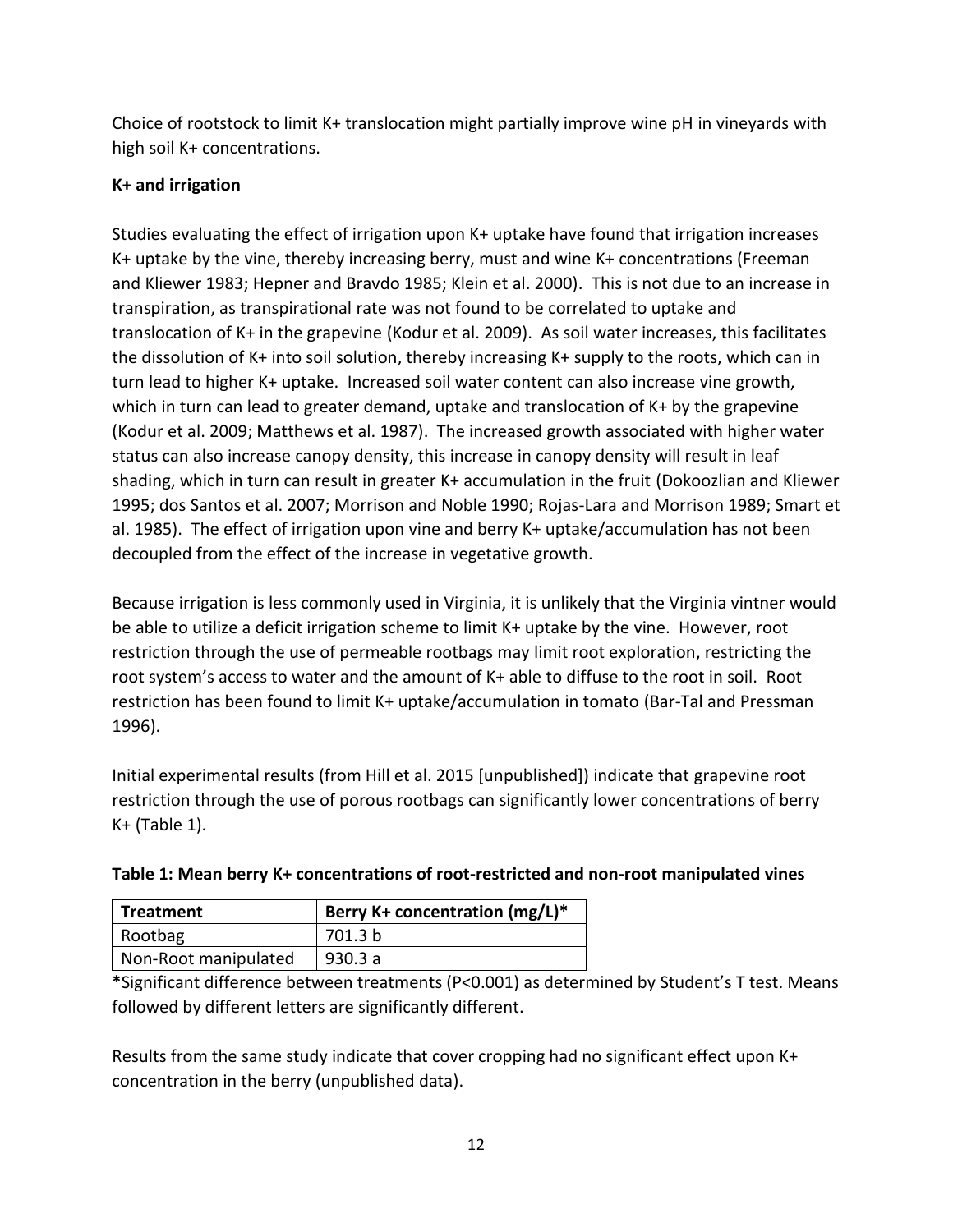Choice of rootstock to limit $K^+$ translocation might partially improve wine pH in vineyards with high soil $K^+$ concentrations.

**$K^+$ and irrigation**

Studies evaluating the effect of irrigation upon $K^+$ uptake have found that irrigation increases $K^+$ uptake by the vine, thereby increasing berry, must and wine $K^+$ concentrations (Freeman and Kliewer 1983; Hepner and Bravdo 1985; Klein et al. 2000). This is not due to an increase in transpiration, as transpirational rate was not found to be correlated to uptake and translocation of $K^+$ in the grapevine (Kodur et al. 2009). As soil water increases, this facilitates the dissolution of $K^+$ into soil solution, thereby increasing $K^+$ supply to the roots, which can in turn lead to higher $K^+$ uptake. Increased soil water content can also increase vine growth, which in turn can lead to greater demand, uptake and translocation of $K^+$ by the grapevine (Kodur et al. 2009; Matthews et al. 1987). The increased growth associated with higher water status can also increase canopy density, this increase in canopy density will result in leaf shading, which in turn can result in greater $K^+$ accumulation in the fruit (Dokoozlian and Kliewer 1995; dos Santos et al. 2007; Morrison and Noble 1990; Rojas-Lara and Morrison 1989; Smart et al. 1985). The effect of irrigation upon vine and berry $K^+$ uptake/accumulation has not been decoupled from the effect of the increase in vegetative growth.

Because irrigation is less commonly used in Virginia, it is unlikely that the Virginia vintner would be able to utilize a deficit irrigation scheme to limit $K^+$ uptake by the vine. However, root restriction through the use of permeable rootbags may limit root exploration, restricting the root system's access to water and the amount of $K^+$ able to diffuse to the root in soil. Root restriction has been found to limit $K^+$ uptake/accumulation in tomato (Bar-Tal and Pressman 1996).

Initial experimental results (from Hill et al. 2015 [unpublished]) indicate that grapevine root restriction through the use of porous rootbags can significantly lower concentrations of berry $K^+$ (Table 1).

**Table 1: Mean berry $K^+$ concentrations of root-restricted and non-root manipulated vines**

| Treatment | Berry $K^+$ concentration (mg/L)* |
| --- | --- |
| Rootbag | 701.3 b |
| Non-Root manipulated | 930.3 a |

***Significant difference between treatments ($P<0.001$) as determined by Student's T test. Means followed by different letters are significantly different.

Results from the same study indicate that cover cropping had no significant effect upon $K^+$ concentration in the berry (unpublished data).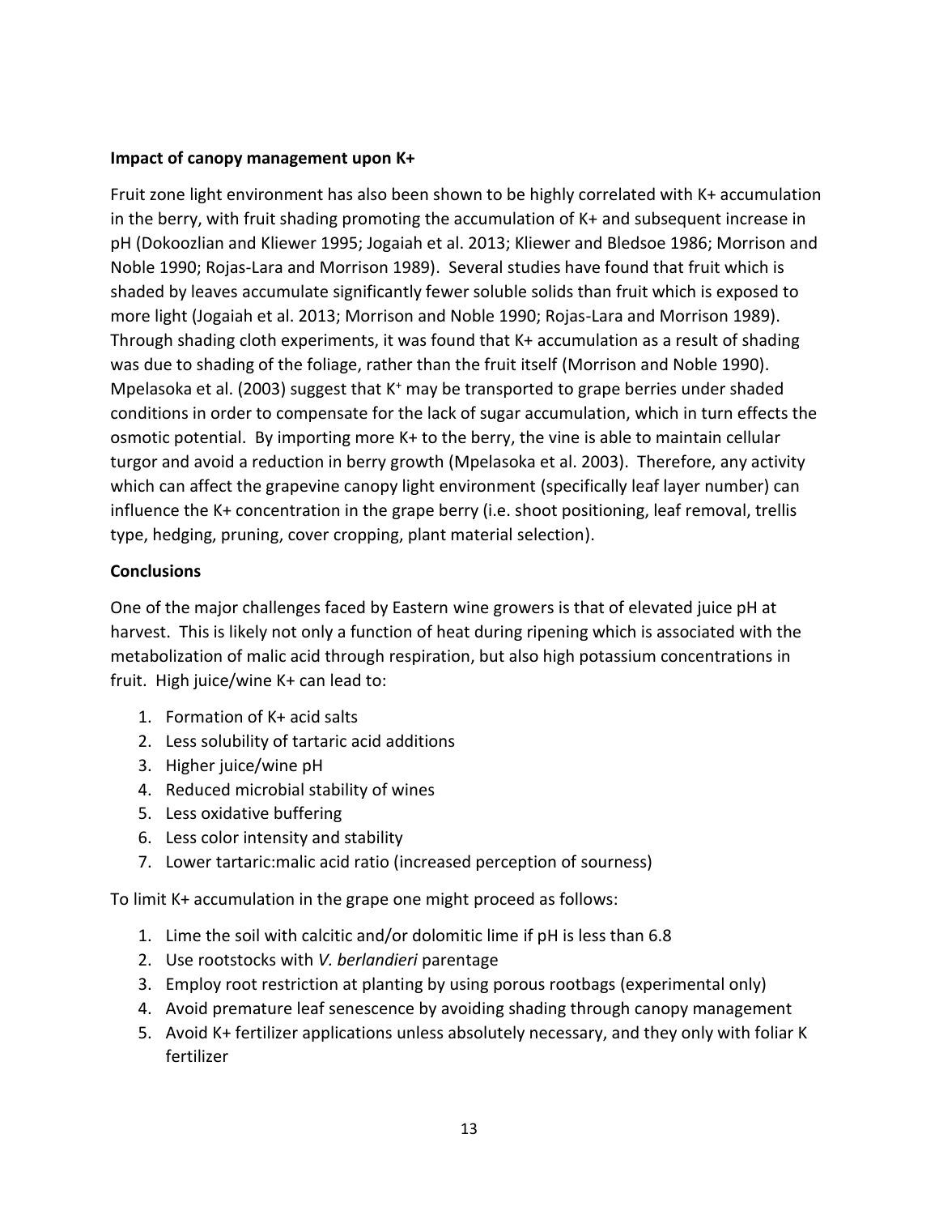**Impact of canopy management upon K+**

Fruit zone light environment has also been shown to be highly correlated with K+ accumulation in the berry, with fruit shading promoting the accumulation of K+ and subsequent increase in pH (Dokoozlian and Kliewer 1995; Jogaiah et al. 2013; Kliewer and Bledsoe 1986; Morrison and Noble 1990; Rojas-Lara and Morrison 1989). Several studies have found that fruit which is shaded by leaves accumulate significantly fewer soluble solids than fruit which is exposed to more light (Jogaiah et al. 2013; Morrison and Noble 1990; Rojas-Lara and Morrison 1989). Through shading cloth experiments, it was found that K+ accumulation as a result of shading was due to shading of the foliage, rather than the fruit itself (Morrison and Noble 1990). Mpelasoka et al. (2003) suggest that $K^+$ may be transported to grape berries under shaded conditions in order to compensate for the lack of sugar accumulation, which in turn effects the osmotic potential. By importing more K+ to the berry, the vine is able to maintain cellular turgor and avoid a reduction in berry growth (Mpelasoka et al. 2003). Therefore, any activity which can affect the grapevine canopy light environment (specifically leaf layer number) can influence the K+ concentration in the grape berry (i.e. shoot positioning, leaf removal, trellis type, hedging, pruning, cover cropping, plant material selection).

**Conclusions**

One of the major challenges faced by Eastern wine growers is that of elevated juice pH at harvest. This is likely not only a function of heat during ripening which is associated with the metabolization of malic acid through respiration, but also high potassium concentrations in fruit. High juice/wine K+ can lead to:

1. Formation of K+ acid salts
2. Less solubility of tartaric acid additions
3. Higher juice/wine pH
4. Reduced microbial stability of wines
5. Less oxidative buffering
6. Less color intensity and stability
7. Lower tartaric:malic acid ratio (increased perception of sourness)

To limit K+ accumulation in the grape one might proceed as follows:

1. Lime the soil with calcitic and/or dolomitic lime if pH is less than 6.8
2. Use rootstocks with *V. berlandieri* parentage
3. Employ root restriction at planting by using porous rootbags (experimental only)
4. Avoid premature leaf senescence by avoiding shading through canopy management
5. Avoid K+ fertilizer applications unless absolutely necessary, and they only with foliar K fertilizer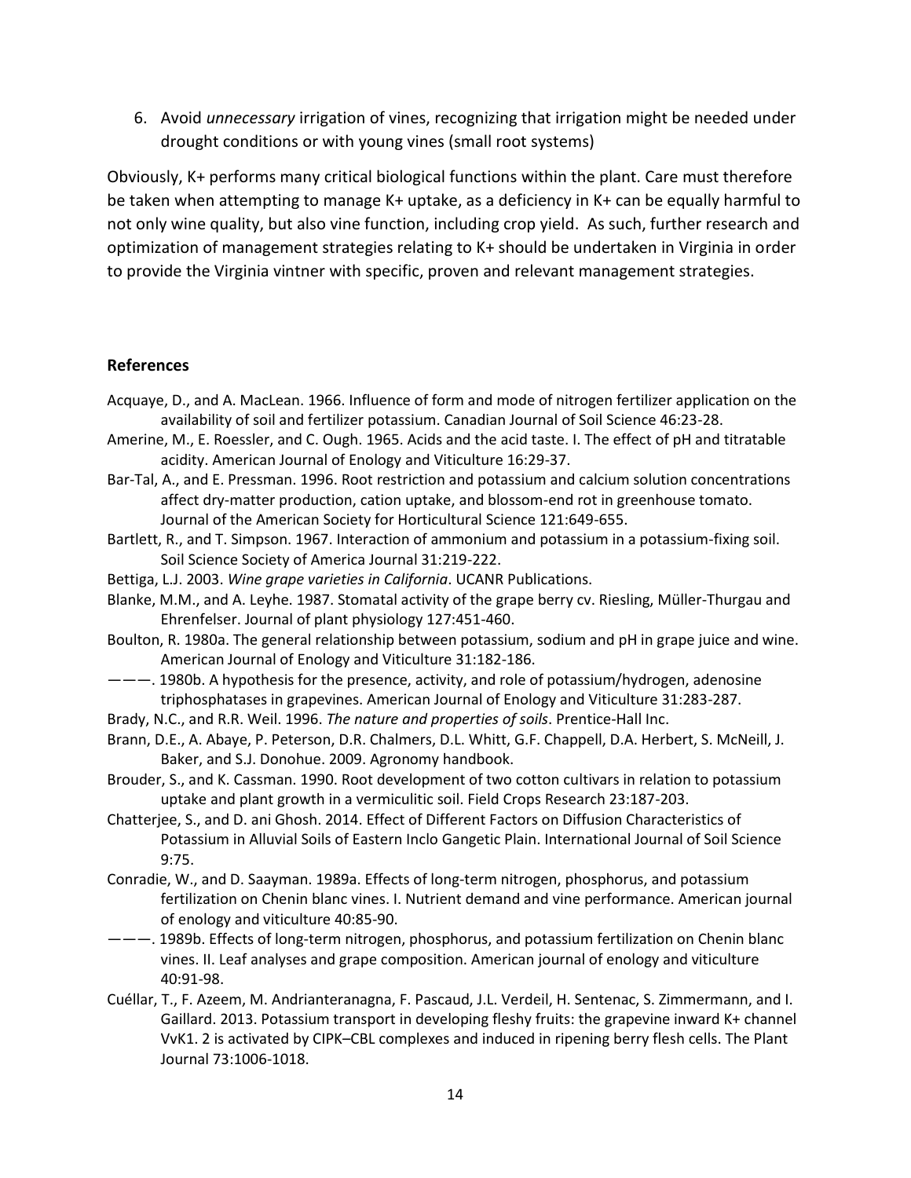6. Avoid *unnecessary* irrigation of vines, recognizing that irrigation might be needed under drought conditions or with young vines (small root systems)

Obviously, K+ performs many critical biological functions within the plant. Care must therefore be taken when attempting to manage K+ uptake, as a deficiency in K+ can be equally harmful to not only wine quality, but also vine function, including crop yield. As such, further research and optimization of management strategies relating to K+ should be undertaken in Virginia in order to provide the Virginia vintner with specific, proven and relevant management strategies.

## References

Acquaye, D., and A. MacLean. 1966. Influence of form and mode of nitrogen fertilizer application on the availability of soil and fertilizer potassium. Canadian Journal of Soil Science 46:23-28.

Amerine, M., E. Roessler, and C. Ough. 1965. Acids and the acid taste. I. The effect of pH and titratable acidity. American Journal of Enology and Viticulture 16:29-37.

Bar-Tal, A., and E. Pressman. 1996. Root restriction and potassium and calcium solution concentrations affect dry-matter production, cation uptake, and blossom-end rot in greenhouse tomato. Journal of the American Society for Horticultural Science 121:649-655.

Bartlett, R., and T. Simpson. 1967. Interaction of ammonium and potassium in a potassium-fixing soil. Soil Science Society of America Journal 31:219-222.

Bettiga, L.J. 2003. *Wine grape varieties in California*. UCANR Publications.

Blanke, M.M., and A. Leyhe. 1987. Stomatal activity of the grape berry cv. Riesling, Müller-Thurgau and Ehrenfelser. Journal of plant physiology 127:451-460.

Boulton, R. 1980a. The general relationship between potassium, sodium and pH in grape juice and wine. American Journal of Enology and Viticulture 31:182-186.

———. 1980b. A hypothesis for the presence, activity, and role of potassium/hydrogen, adenosine triphosphatases in grapevines. American Journal of Enology and Viticulture 31:283-287.

Brady, N.C., and R.R. Weil. 1996. *The nature and properties of soils*. Prentice-Hall Inc.

Brann, D.E., A. Abaye, P. Peterson, D.R. Chalmers, D.L. Whitt, G.F. Chappell, D.A. Herbert, S. McNeill, J. Baker, and S.J. Donohue. 2009. Agronomy handbook.

Brouder, S., and K. Cassman. 1990. Root development of two cotton cultivars in relation to potassium uptake and plant growth in a vermiculitic soil. Field Crops Research 23:187-203.

Chatterjee, S., and D. ani Ghosh. 2014. Effect of Different Factors on Diffusion Characteristics of Potassium in Alluvial Soils of Eastern Inclo Gangetic Plain. International Journal of Soil Science 9:75.

Conradie, W., and D. Saayman. 1989a. Effects of long-term nitrogen, phosphorus, and potassium fertilization on Chenin blanc vines. I. Nutrient demand and vine performance. American journal of enology and viticulture 40:85-90.

———. 1989b. Effects of long-term nitrogen, phosphorus, and potassium fertilization on Chenin blanc vines. II. Leaf analyses and grape composition. American journal of enology and viticulture 40:91-98.

Cuéllar, T., F. Azeem, M. Andrianteranagna, F. Pascaud, J.L. Verdeil, H. Sentenac, S. Zimmermann, and I. Gaillard. 2013. Potassium transport in developing fleshy fruits: the grapevine inward K+ channel VvK1. 2 is activated by CIPK–CBL complexes and induced in ripening berry flesh cells. The Plant Journal 73:1006-1018.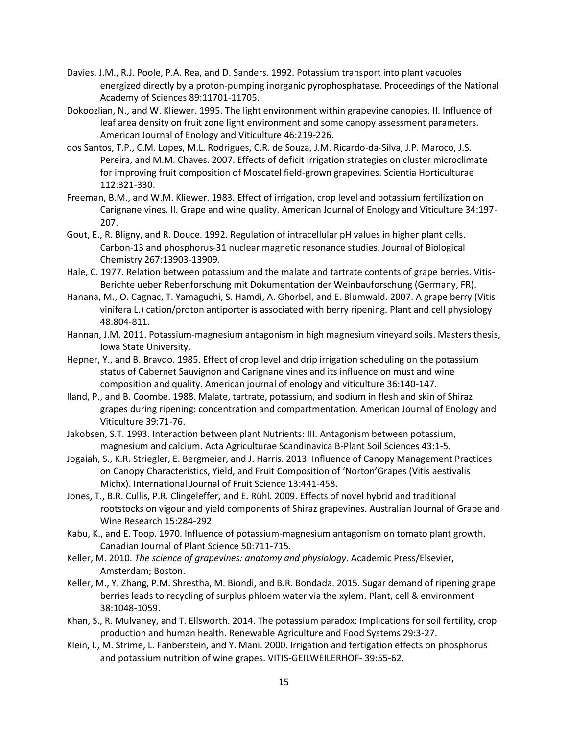Davies, J.M., R.J. Poole, P.A. Rea, and D. Sanders. 1992. Potassium transport into plant vacuoles energized directly by a proton-pumping inorganic pyrophosphatase. Proceedings of the National Academy of Sciences 89:11701-11705.

Dokoozlian, N., and W. Kliewer. 1995. The light environment within grapevine canopies. II. Influence of leaf area density on fruit zone light environment and some canopy assessment parameters. American Journal of Enology and Viticulture 46:219-226.

dos Santos, T.P., C.M. Lopes, M.L. Rodrigues, C.R. de Souza, J.M. Ricardo-da-Silva, J.P. Maroco, J.S. Pereira, and M.M. Chaves. 2007. Effects of deficit irrigation strategies on cluster microclimate for improving fruit composition of Moscatel field-grown grapevines. Scientia Horticulturae 112:321-330.

Freeman, B.M., and W.M. Kliewer. 1983. Effect of irrigation, crop level and potassium fertilization on Carignane vines. II. Grape and wine quality. American Journal of Enology and Viticulture 34:197-207.

Gout, E., R. Bligny, and R. Douce. 1992. Regulation of intracellular pH values in higher plant cells. Carbon-13 and phosphorus-31 nuclear magnetic resonance studies. Journal of Biological Chemistry 267:13903-13909.

Hale, C. 1977. Relation between potassium and the malate and tartrate contents of grape berries. Vitis-Berichte ueber Rebenforschung mit Dokumentation der Weinbauforschung (Germany, FR).

Hanana, M., O. Cagnac, T. Yamaguchi, S. Hamdi, A. Ghorbel, and E. Blumwald. 2007. A grape berry (Vitis vinifera L.) cation/proton antiporter is associated with berry ripening. Plant and cell physiology 48:804-811.

Hannan, J.M. 2011. Potassium-magnesium antagonism in high magnesium vineyard soils. Masters thesis, Iowa State University.

Hepner, Y., and B. Bravdo. 1985. Effect of crop level and drip irrigation scheduling on the potassium status of Cabernet Sauvignon and Carignane vines and its influence on must and wine composition and quality. American journal of enology and viticulture 36:140-147.

Iland, P., and B. Coombe. 1988. Malate, tartrate, potassium, and sodium in flesh and skin of Shiraz grapes during ripening: concentration and compartmentation. American Journal of Enology and Viticulture 39:71-76.

Jakobsen, S.T. 1993. Interaction between plant Nutrients: III. Antagonism between potassium, magnesium and calcium. Acta Agriculturae Scandinavica B-Plant Soil Sciences 43:1-5.

Jogaiah, S., K.R. Striegler, E. Bergmeier, and J. Harris. 2013. Influence of Canopy Management Practices on Canopy Characteristics, Yield, and Fruit Composition of 'Norton'Grapes (Vitis aestivalis Michx). International Journal of Fruit Science 13:441-458.

Jones, T., B.R. Cullis, P.R. Clingeleffer, and E. Rühl. 2009. Effects of novel hybrid and traditional rootstocks on vigour and yield components of Shiraz grapevines. Australian Journal of Grape and Wine Research 15:284-292.

Kabu, K., and E. Toop. 1970. Influence of potassium-magnesium antagonism on tomato plant growth. Canadian Journal of Plant Science 50:711-715.

Keller, M. 2010. *The science of grapevines: anatomy and physiology*. Academic Press/Elsevier, Amsterdam; Boston.

Keller, M., Y. Zhang, P.M. Shrestha, M. Biondi, and B.R. Bondada. 2015. Sugar demand of ripening grape berries leads to recycling of surplus phloem water via the xylem. Plant, cell & environment 38:1048-1059.

Khan, S., R. Mulvaney, and T. Ellsworth. 2014. The potassium paradox: Implications for soil fertility, crop production and human health. Renewable Agriculture and Food Systems 29:3-27.

Klein, I., M. Strime, L. Fanberstein, and Y. Mani. 2000. Irrigation and fertigation effects on phosphorus and potassium nutrition of wine grapes. VITIS-GEILWEILERHOF- 39:55-62.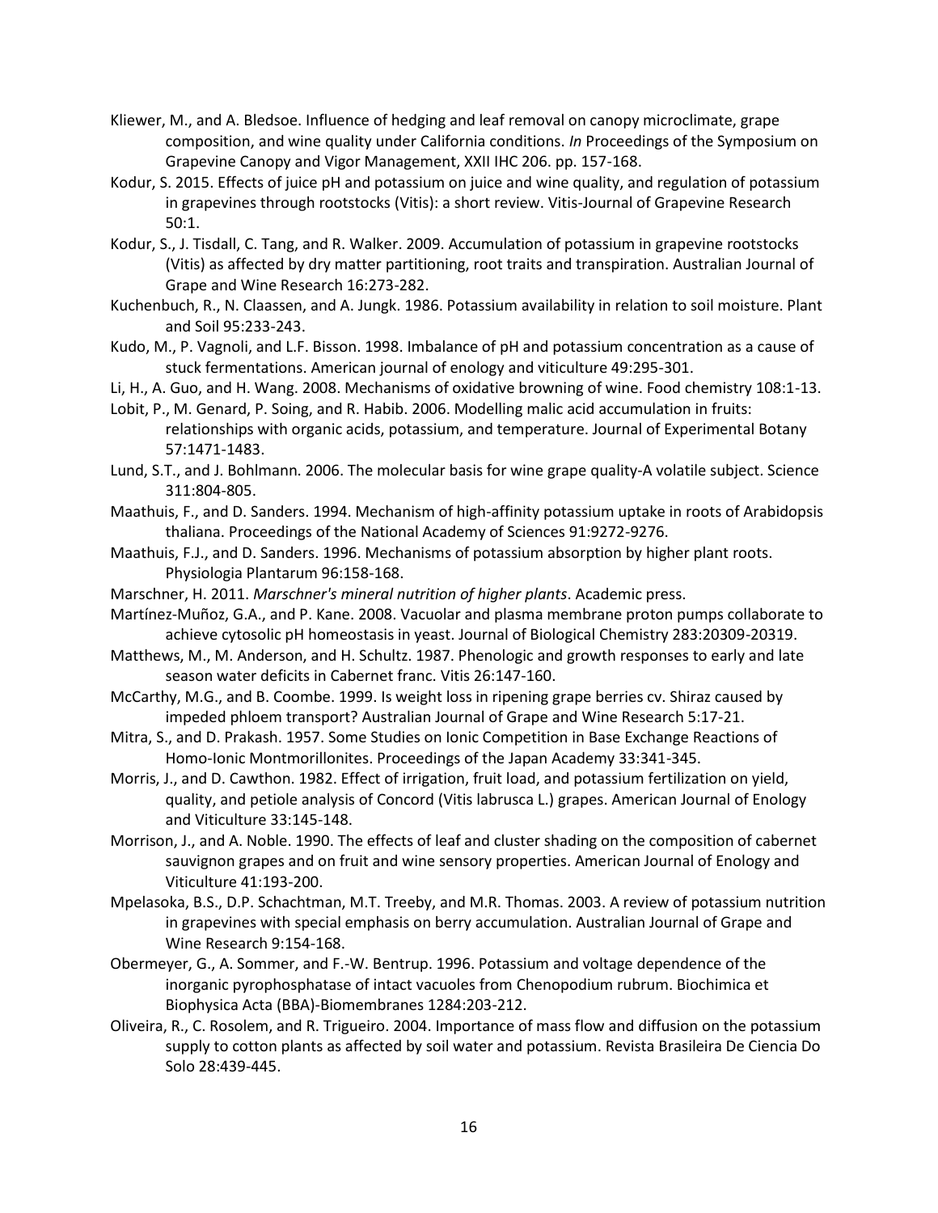Kliewer, M., and A. Bledsoe. Influence of hedging and leaf removal on canopy microclimate, grape composition, and wine quality under California conditions. *In* Proceedings of the Symposium on Grapevine Canopy and Vigor Management, XXII IHC 206. pp. 157-168.

Kodur, S. 2015. Effects of juice pH and potassium on juice and wine quality, and regulation of potassium in grapevines through rootstocks (Vitis): a short review. Vitis-Journal of Grapevine Research 50:1.

Kodur, S., J. Tisdall, C. Tang, and R. Walker. 2009. Accumulation of potassium in grapevine rootstocks (Vitis) as affected by dry matter partitioning, root traits and transpiration. Australian Journal of Grape and Wine Research 16:273-282.

Kuchenbuch, R., N. Claassen, and A. Jungk. 1986. Potassium availability in relation to soil moisture. Plant and Soil 95:233-243.

Kudo, M., P. Vagnoli, and L.F. Bisson. 1998. Imbalance of pH and potassium concentration as a cause of stuck fermentations. American journal of enology and viticulture 49:295-301.

Li, H., A. Guo, and H. Wang. 2008. Mechanisms of oxidative browning of wine. Food chemistry 108:1-13.

Lobit, P., M. Genard, P. Soing, and R. Habib. 2006. Modelling malic acid accumulation in fruits: relationships with organic acids, potassium, and temperature. Journal of Experimental Botany 57:1471-1483.

Lund, S.T., and J. Bohlmann. 2006. The molecular basis for wine grape quality-A volatile subject. Science 311:804-805.

Maathuis, F., and D. Sanders. 1994. Mechanism of high-affinity potassium uptake in roots of Arabidopsis thaliana. Proceedings of the National Academy of Sciences 91:9272-9276.

Maathuis, F.J., and D. Sanders. 1996. Mechanisms of potassium absorption by higher plant roots. Physiologia Plantarum 96:158-168.

Marschner, H. 2011. *Marschner's mineral nutrition of higher plants*. Academic press.

Martínez-Muñoz, G.A., and P. Kane. 2008. Vacuolar and plasma membrane proton pumps collaborate to achieve cytosolic pH homeostasis in yeast. Journal of Biological Chemistry 283:20309-20319.

Matthews, M., M. Anderson, and H. Schultz. 1987. Phenologic and growth responses to early and late season water deficits in Cabernet franc. Vitis 26:147-160.

McCarthy, M.G., and B. Coombe. 1999. Is weight loss in ripening grape berries cv. Shiraz caused by impeded phloem transport? Australian Journal of Grape and Wine Research 5:17-21.

Mitra, S., and D. Prakash. 1957. Some Studies on Ionic Competition in Base Exchange Reactions of Homo-Ionic Montmorillonites. Proceedings of the Japan Academy 33:341-345.

Morris, J., and D. Cawthon. 1982. Effect of irrigation, fruit load, and potassium fertilization on yield, quality, and petiole analysis of Concord (Vitis labrusca L.) grapes. American Journal of Enology and Viticulture 33:145-148.

Morrison, J., and A. Noble. 1990. The effects of leaf and cluster shading on the composition of cabernet sauvignon grapes and on fruit and wine sensory properties. American Journal of Enology and Viticulture 41:193-200.

Mpelasoka, B.S., D.P. Schachtman, M.T. Treeby, and M.R. Thomas. 2003. A review of potassium nutrition in grapevines with special emphasis on berry accumulation. Australian Journal of Grape and Wine Research 9:154-168.

Obermeyer, G., A. Sommer, and F.-W. Bentrup. 1996. Potassium and voltage dependence of the inorganic pyrophosphatase of intact vacuoles from Chenopodium rubrum. Biochimica et Biophysica Acta (BBA)-Biomembranes 1284:203-212.

Oliveira, R., C. Rosolem, and R. Trigueiro. 2004. Importance of mass flow and diffusion on the potassium supply to cotton plants as affected by soil water and potassium. Revista Brasileira De Ciencia Do Solo 28:439-445.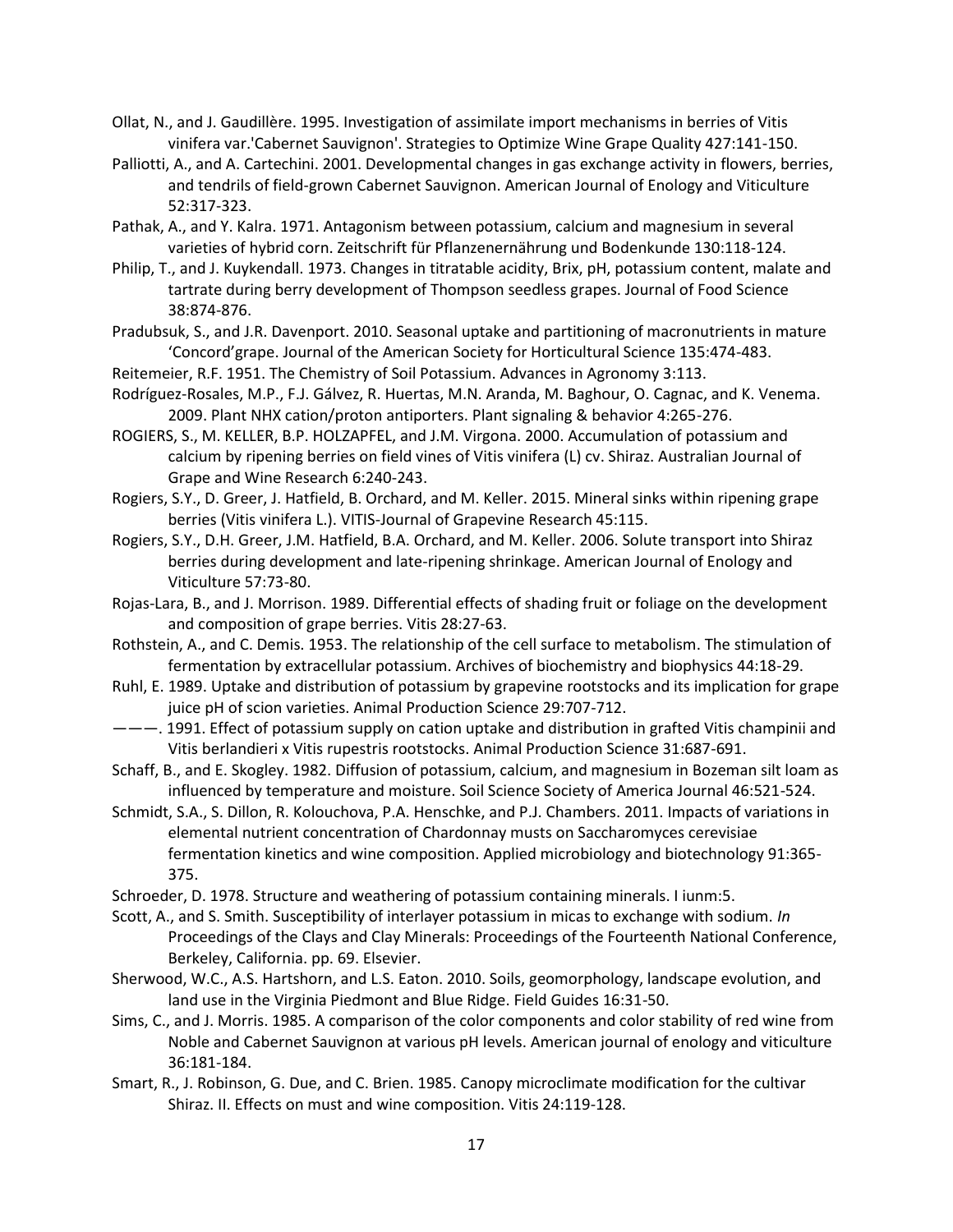Ollat, N., and J. Gaudillère. 1995. Investigation of assimilate import mechanisms in berries of Vitis vinifera var.'Cabernet Sauvignon'. Strategies to Optimize Wine Grape Quality 427:141-150.

Palliotti, A., and A. Cartechini. 2001. Developmental changes in gas exchange activity in flowers, berries, and tendrils of field-grown Cabernet Sauvignon. American Journal of Enology and Viticulture 52:317-323.

Pathak, A., and Y. Kalra. 1971. Antagonism between potassium, calcium and magnesium in several varieties of hybrid corn. Zeitschrift für Pflanzenernährung und Bodenkunde 130:118-124.

Philip, T., and J. Kuykendall. 1973. Changes in titratable acidity, Brix, pH, potassium content, malate and tartrate during berry development of Thompson seedless grapes. Journal of Food Science 38:874-876.

Pradubsuk, S., and J.R. Davenport. 2010. Seasonal uptake and partitioning of macronutrients in mature 'Concord'grape. Journal of the American Society for Horticultural Science 135:474-483.

Reitemeier, R.F. 1951. The Chemistry of Soil Potassium. Advances in Agronomy 3:113.

Rodríguez-Rosales, M.P., F.J. Gálvez, R. Huertas, M.N. Aranda, M. Baghour, O. Cagnac, and K. Venema. 2009. Plant NHX cation/proton antiporters. Plant signaling & behavior 4:265-276.

ROGIERS, S., M. KELLER, B.P. HOLZAPFEL, and J.M. Virgona. 2000. Accumulation of potassium and calcium by ripening berries on field vines of Vitis vinifera (L) cv. Shiraz. Australian Journal of Grape and Wine Research 6:240-243.

Rogiers, S.Y., D. Greer, J. Hatfield, B. Orchard, and M. Keller. 2015. Mineral sinks within ripening grape berries (Vitis vinifera L.). VITIS-Journal of Grapevine Research 45:115.

Rogiers, S.Y., D.H. Greer, J.M. Hatfield, B.A. Orchard, and M. Keller. 2006. Solute transport into Shiraz berries during development and late-ripening shrinkage. American Journal of Enology and Viticulture 57:73-80.

Rojas-Lara, B., and J. Morrison. 1989. Differential effects of shading fruit or foliage on the development and composition of grape berries. Vitis 28:27-63.

Rothstein, A., and C. Demis. 1953. The relationship of the cell surface to metabolism. The stimulation of fermentation by extracellular potassium. Archives of biochemistry and biophysics 44:18-29.

Ruhl, E. 1989. Uptake and distribution of potassium by grapevine rootstocks and its implication for grape juice pH of scion varieties. Animal Production Science 29:707-712.

———. 1991. Effect of potassium supply on cation uptake and distribution in grafted Vitis champinii and Vitis berlandieri x Vitis rupestris rootstocks. Animal Production Science 31:687-691.

Schaff, B., and E. Skogley. 1982. Diffusion of potassium, calcium, and magnesium in Bozeman silt loam as influenced by temperature and moisture. Soil Science Society of America Journal 46:521-524.

Schmidt, S.A., S. Dillon, R. Kolouchova, P.A. Henschke, and P.J. Chambers. 2011. Impacts of variations in elemental nutrient concentration of Chardonnay musts on Saccharomyces cerevisiae fermentation kinetics and wine composition. Applied microbiology and biotechnology 91:365-375.

Schroeder, D. 1978. Structure and weathering of potassium containing minerals. I iunm:5.

Scott, A., and S. Smith. Susceptibility of interlayer potassium in micas to exchange with sodium. *In* Proceedings of the Clays and Clay Minerals: Proceedings of the Fourteenth National Conference, Berkeley, California. pp. 69. Elsevier.

Sherwood, W.C., A.S. Hartshorn, and L.S. Eaton. 2010. Soils, geomorphology, landscape evolution, and land use in the Virginia Piedmont and Blue Ridge. Field Guides 16:31-50.

Sims, C., and J. Morris. 1985. A comparison of the color components and color stability of red wine from Noble and Cabernet Sauvignon at various pH levels. American journal of enology and viticulture 36:181-184.

Smart, R., J. Robinson, G. Due, and C. Brien. 1985. Canopy microclimate modification for the cultivar Shiraz. II. Effects on must and wine composition. Vitis 24:119-128.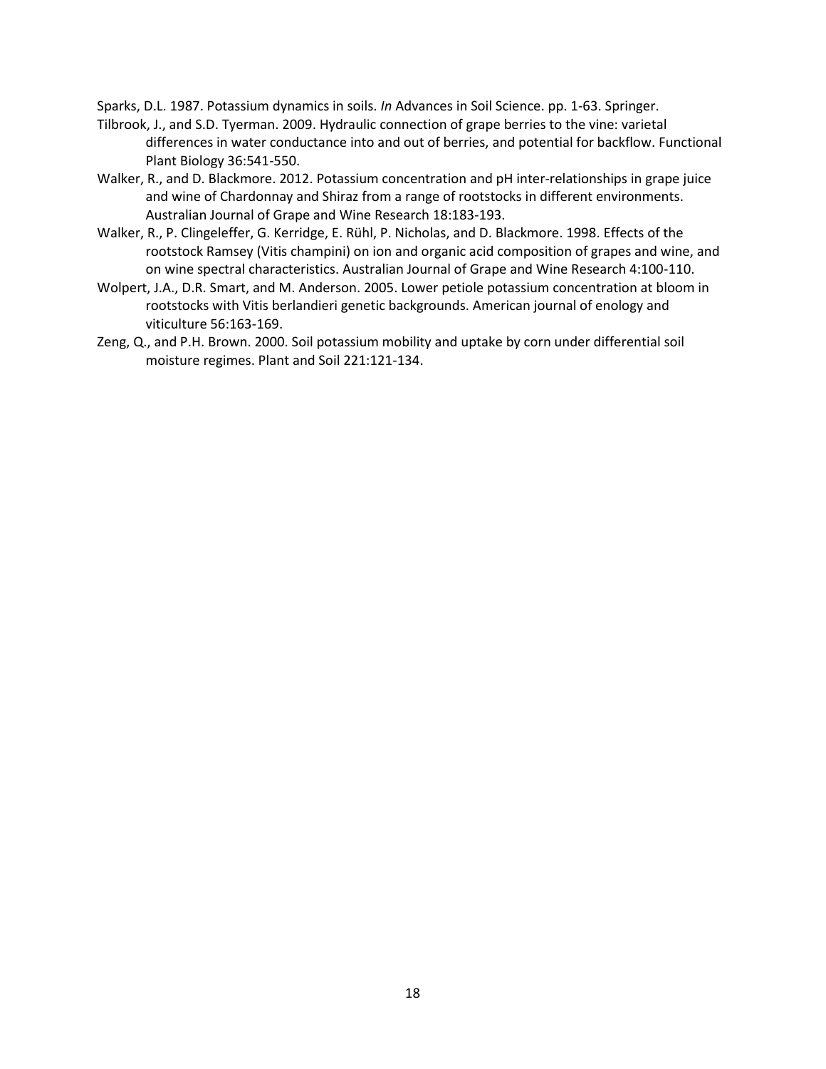Sparks, D.L. 1987. Potassium dynamics in soils. *In* Advances in Soil Science. pp. 1-63. Springer.

Tilbrook, J., and S.D. Tyerman. 2009. Hydraulic connection of grape berries to the vine: varietal differences in water conductance into and out of berries, and potential for backflow. Functional Plant Biology 36:541-550.

Walker, R., and D. Blackmore. 2012. Potassium concentration and pH inter-relationships in grape juice and wine of Chardonnay and Shiraz from a range of rootstocks in different environments. Australian Journal of Grape and Wine Research 18:183-193.

Walker, R., P. Clingeleffer, G. Kerridge, E. Rühl, P. Nicholas, and D. Blackmore. 1998. Effects of the rootstock Ramsey (Vitis champini) on ion and organic acid composition of grapes and wine, and on wine spectral characteristics. Australian Journal of Grape and Wine Research 4:100-110.

Wolpert, J.A., D.R. Smart, and M. Anderson. 2005. Lower petiole potassium concentration at bloom in rootstocks with Vitis berlandieri genetic backgrounds. American journal of enology and viticulture 56:163-169.

Zeng, Q., and P.H. Brown. 2000. Soil potassium mobility and uptake by corn under differential soil moisture regimes. Plant and Soil 221:121-134.